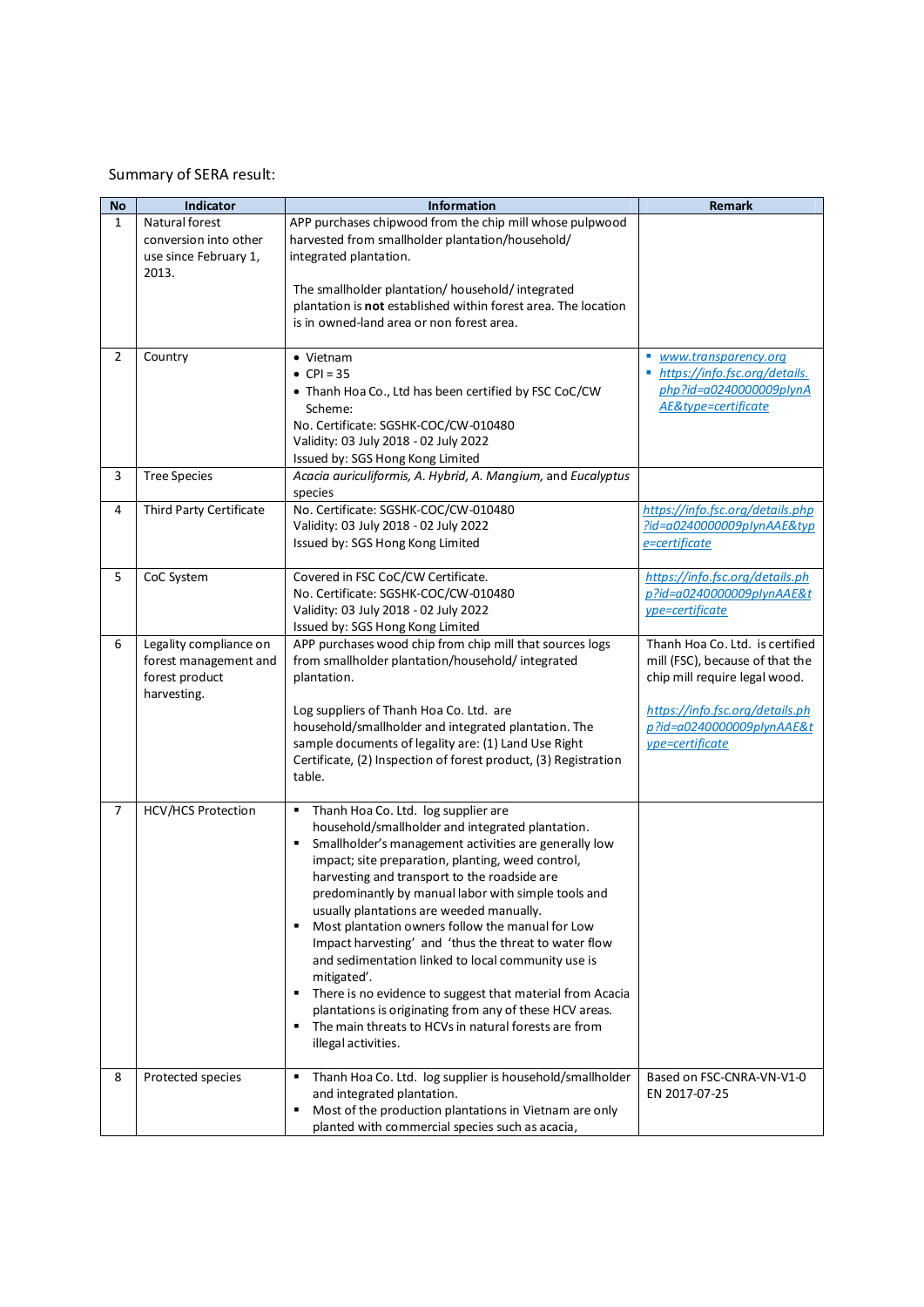Summary of SERA result:

| No | Indicator | Information | Remark |
|---|---|---|---|
| 1 | Natural forest conversion into other use since February 1, 2013. | APP purchases chipwood from the chip mill whose pulpwood harvested from smallholder plantation/household/ integrated plantation.<br><br>The smallholder plantation/ household/ integrated plantation is **not** established within forest area. The location is in owned-land area or non forest area. | |
| 2 | Country | • Vietnam<br>• CPI = 35<br>• Thanh Hoa Co., Ltd has been certified by FSC CoC/CW Scheme:<br>No. Certificate: SGSHK-COC/CW-010480<br>Validity: 03 July 2018 - 02 July 2022<br>Issued by: SGS Hong Kong Limited | ▪ www.transparency.org<br>▪ https://info.fsc.org/details.php?id=a0240000009plynAAE&type=certificate |
| 3 | Tree Species | *Acacia auriculiformis, A. Hybrid, A. Mangium,* and *Eucalyptus* species | |
| 4 | Third Party Certificate | No. Certificate: SGSHK-COC/CW-010480<br>Validity: 03 July 2018 - 02 July 2022<br>Issued by: SGS Hong Kong Limited | https://info.fsc.org/details.php?id=a0240000009plynAAE&type=certificate |
| 5 | CoC System | Covered in FSC CoC/CW Certificate.<br>No. Certificate: SGSHK-COC/CW-010480<br>Validity: 03 July 2018 - 02 July 2022<br>Issued by: SGS Hong Kong Limited | https://info.fsc.org/details.php?id=a0240000009plynAAE&type=certificate |
| 6 | Legality compliance on forest management and forest product harvesting. | APP purchases wood chip from chip mill that sources logs from smallholder plantation/household/ integrated plantation.<br><br>Log suppliers of Thanh Hoa Co. Ltd. are household/smallholder and integrated plantation. The sample documents of legality are: (1) Land Use Right Certificate, (2) Inspection of forest product, (3) Registration table. | Thanh Hoa Co. Ltd. is certified mill (FSC), because of that the chip mill require legal wood.<br><br>https://info.fsc.org/details.php?id=a0240000009plynAAE&type=certificate |
| 7 | HCV/HCS Protection | ▪ Thanh Hoa Co. Ltd. log supplier are household/smallholder and integrated plantation.<br>▪ Smallholder's management activities are generally low impact; site preparation, planting, weed control, harvesting and transport to the roadside are predominantly by manual labor with simple tools and usually plantations are weeded manually.<br>▪ Most plantation owners follow the manual for Low Impact harvesting' and 'thus the threat to water flow and sedimentation linked to local community use is mitigated'.<br>▪ There is no evidence to suggest that material from Acacia plantations is originating from any of these HCV areas.<br>▪ The main threats to HCVs in natural forests are from illegal activities. | |
| 8 | Protected species | ▪ Thanh Hoa Co. Ltd. log supplier is household/smallholder and integrated plantation.<br>▪ Most of the production plantations in Vietnam are only planted with commercial species such as acacia, | Based on FSC-CNRA-VN-V1-0 EN 2017-07-25 |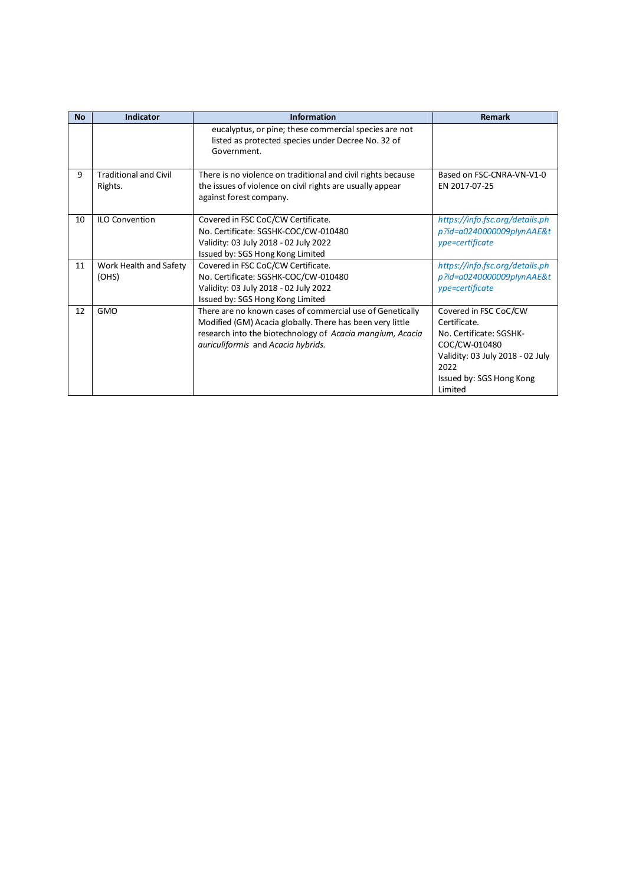| No | Indicator | Information | Remark |
|---|---|---|---|
| | | eucalyptus, or pine; these commercial species are not listed as protected species under Decree No. 32 of Government. | |
| 9 | Traditional and Civil Rights. | There is no violence on traditional and civil rights because the issues of violence on civil rights are usually appear against forest company. | Based on FSC-CNRA-VN-V1-0 EN 2017-07-25 |
| 10 | ILO Convention | Covered in FSC CoC/CW Certificate.<br>No. Certificate: SGSHK-COC/CW-010480<br>Validity: 03 July 2018 - 02 July 2022<br>Issued by: SGS Hong Kong Limited | *https://info.fsc.org/details.php?id=a0240000009plynAAE&type=certificate* |
| 11 | Work Health and Safety (OHS) | Covered in FSC CoC/CW Certificate.<br>No. Certificate: SGSHK-COC/CW-010480<br>Validity: 03 July 2018 - 02 July 2022<br>Issued by: SGS Hong Kong Limited | *https://info.fsc.org/details.php?id=a0240000009plynAAE&type=certificate* |
| 12 | GMO | There are no known cases of commercial use of Genetically Modified (GM) Acacia globally. There has been very little research into the biotechnology of *Acacia mangium, Acacia auriculiformis* and *Acacia hybrids.* | Covered in FSC CoC/CW Certificate.<br>No. Certificate: SGSHK-COC/CW-010480<br>Validity: 03 July 2018 - 02 July 2022<br>Issued by: SGS Hong Kong Limited |